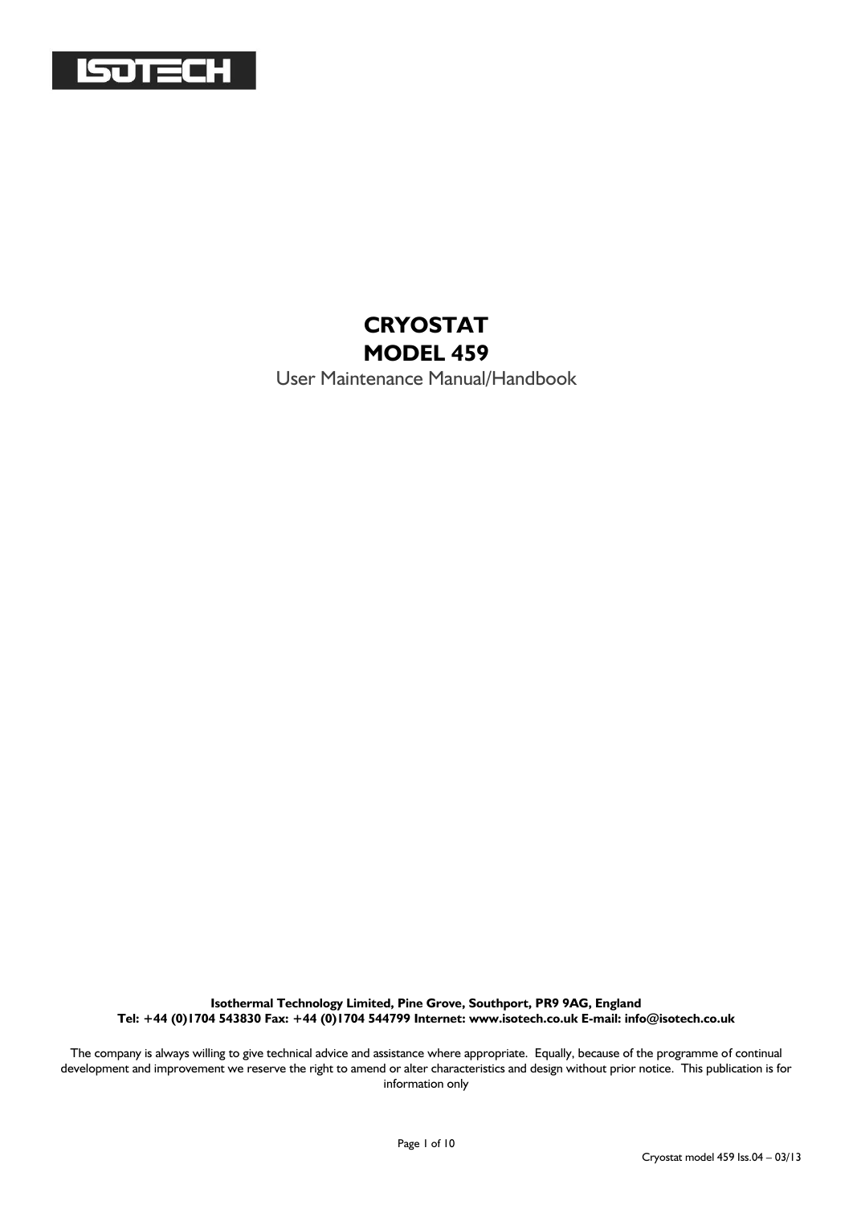ISOTECH

# CRYOSTAT
# MODEL 459

User Maintenance Manual/Handbook

**Isothermal Technology Limited, Pine Grove, Southport, PR9 9AG, England**
**Tel: +44 (0)1704 543830 Fax: +44 (0)1704 544799 Internet: www.isotech.co.uk E-mail: info@isotech.co.uk**

The company is always willing to give technical advice and assistance where appropriate. Equally, because of the programme of continual development and improvement we reserve the right to amend or alter characteristics and design without prior notice. This publication is for information only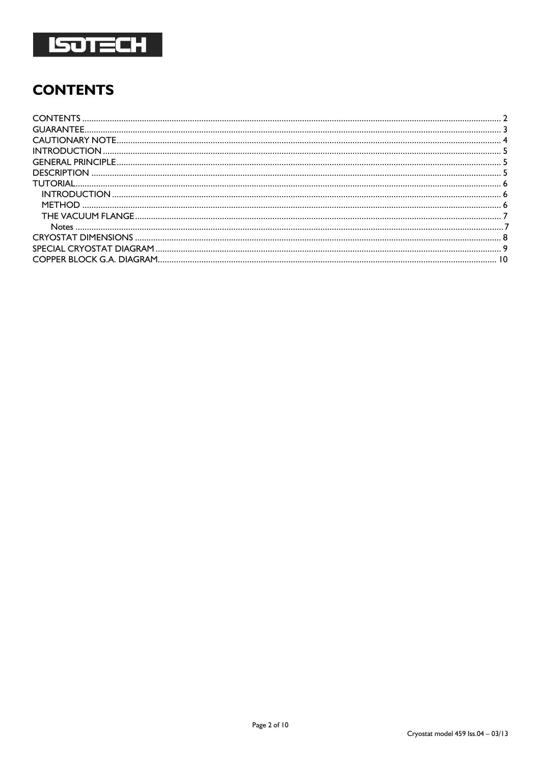# CONTENTS

CONTENTS ........................................................................................................................................................ 2
GUARANTEE...................................................................................................................................................... 3
CAUTIONARY NOTE......................................................................................................................................... 4
INTRODUCTION .............................................................................................................................................. 5
GENERAL PRINCIPLE........................................................................................................................................ 5
DESCRIPTION .................................................................................................................................................. 5
TUTORIAL.......................................................................................................................................................... 6
  INTRODUCTION .......................................................................................................................................... 6
  METHOD ....................................................................................................................................................... 6
  THE VACUUM FLANGE................................................................................................................................ 7
    Notes ......................................................................................................................................................... 7
CRYOSTAT DIMENSIONS ................................................................................................................................ 8
SPECIAL CRYOSTAT DIAGRAM ...................................................................................................................... 9
COPPER BLOCK G.A. DIAGRAM.................................................................................................................... 10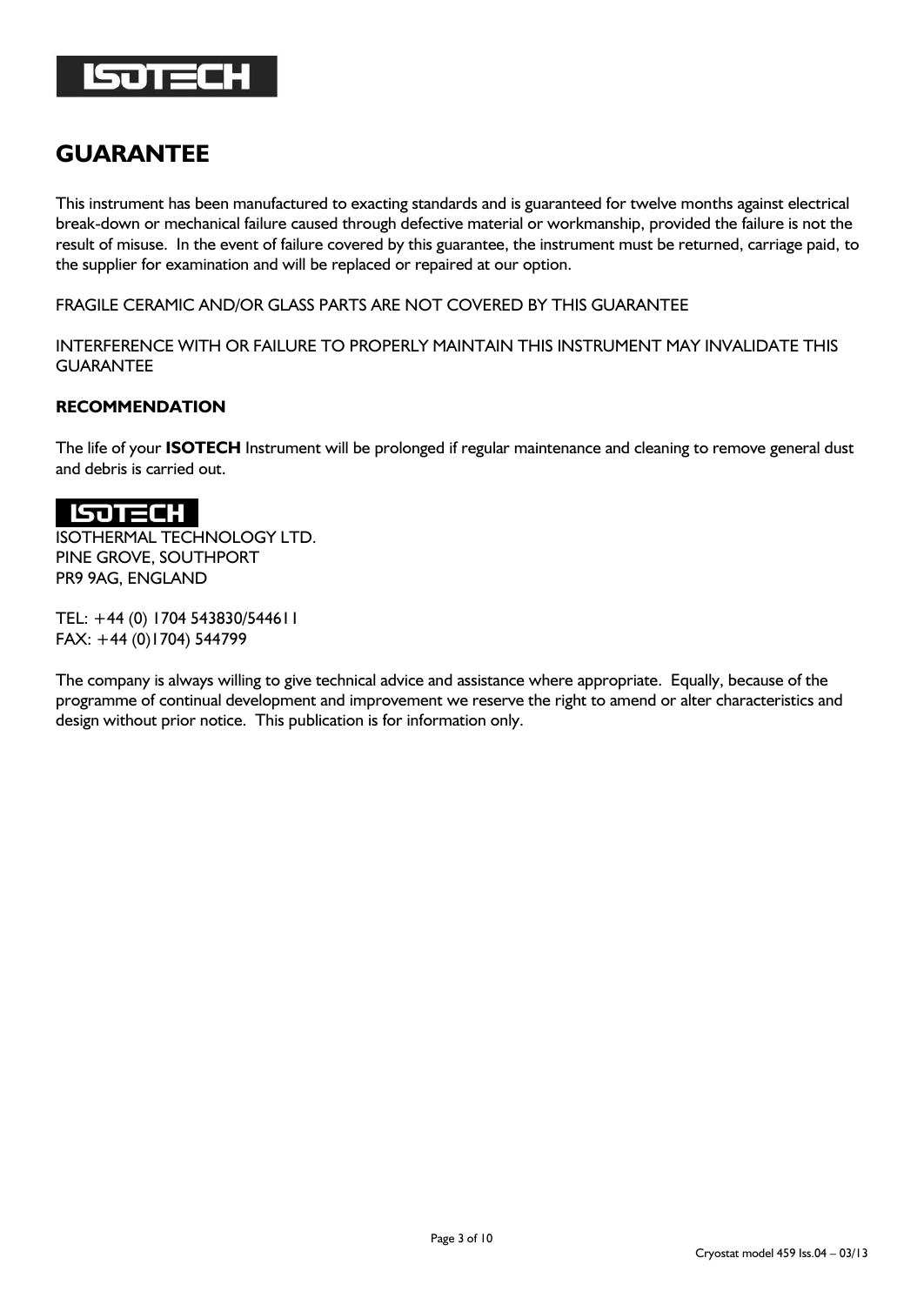# GUARANTEE

This instrument has been manufactured to exacting standards and is guaranteed for twelve months against electrical break-down or mechanical failure caused through defective material or workmanship, provided the failure is not the result of misuse. In the event of failure covered by this guarantee, the instrument must be returned, carriage paid, to the supplier for examination and will be replaced or repaired at our option.

FRAGILE CERAMIC AND/OR GLASS PARTS ARE NOT COVERED BY THIS GUARANTEE

INTERFERENCE WITH OR FAILURE TO PROPERLY MAINTAIN THIS INSTRUMENT MAY INVALIDATE THIS GUARANTEE

**RECOMMENDATION**

The life of your **ISOTECH** Instrument will be prolonged if regular maintenance and cleaning to remove general dust and debris is carried out.

ISOTHERMAL TECHNOLOGY LTD.
PINE GROVE, SOUTHPORT
PR9 9AG, ENGLAND

TEL: +44 (0) 1704 543830/544611
FAX: +44 (0)1704) 544799

The company is always willing to give technical advice and assistance where appropriate. Equally, because of the programme of continual development and improvement we reserve the right to amend or alter characteristics and design without prior notice. This publication is for information only.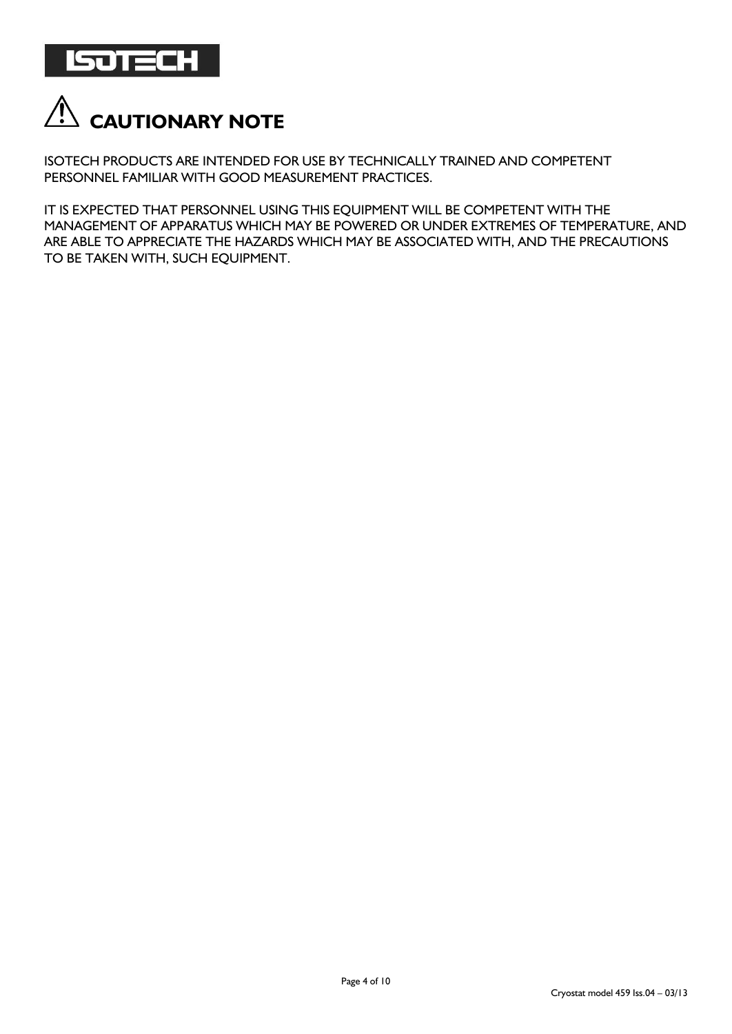# ⚠ CAUTIONARY NOTE

ISOTECH PRODUCTS ARE INTENDED FOR USE BY TECHNICALLY TRAINED AND COMPETENT PERSONNEL FAMILIAR WITH GOOD MEASUREMENT PRACTICES.

IT IS EXPECTED THAT PERSONNEL USING THIS EQUIPMENT WILL BE COMPETENT WITH THE MANAGEMENT OF APPARATUS WHICH MAY BE POWERED OR UNDER EXTREMES OF TEMPERATURE, AND ARE ABLE TO APPRECIATE THE HAZARDS WHICH MAY BE ASSOCIATED WITH, AND THE PRECAUTIONS TO BE TAKEN WITH, SUCH EQUIPMENT.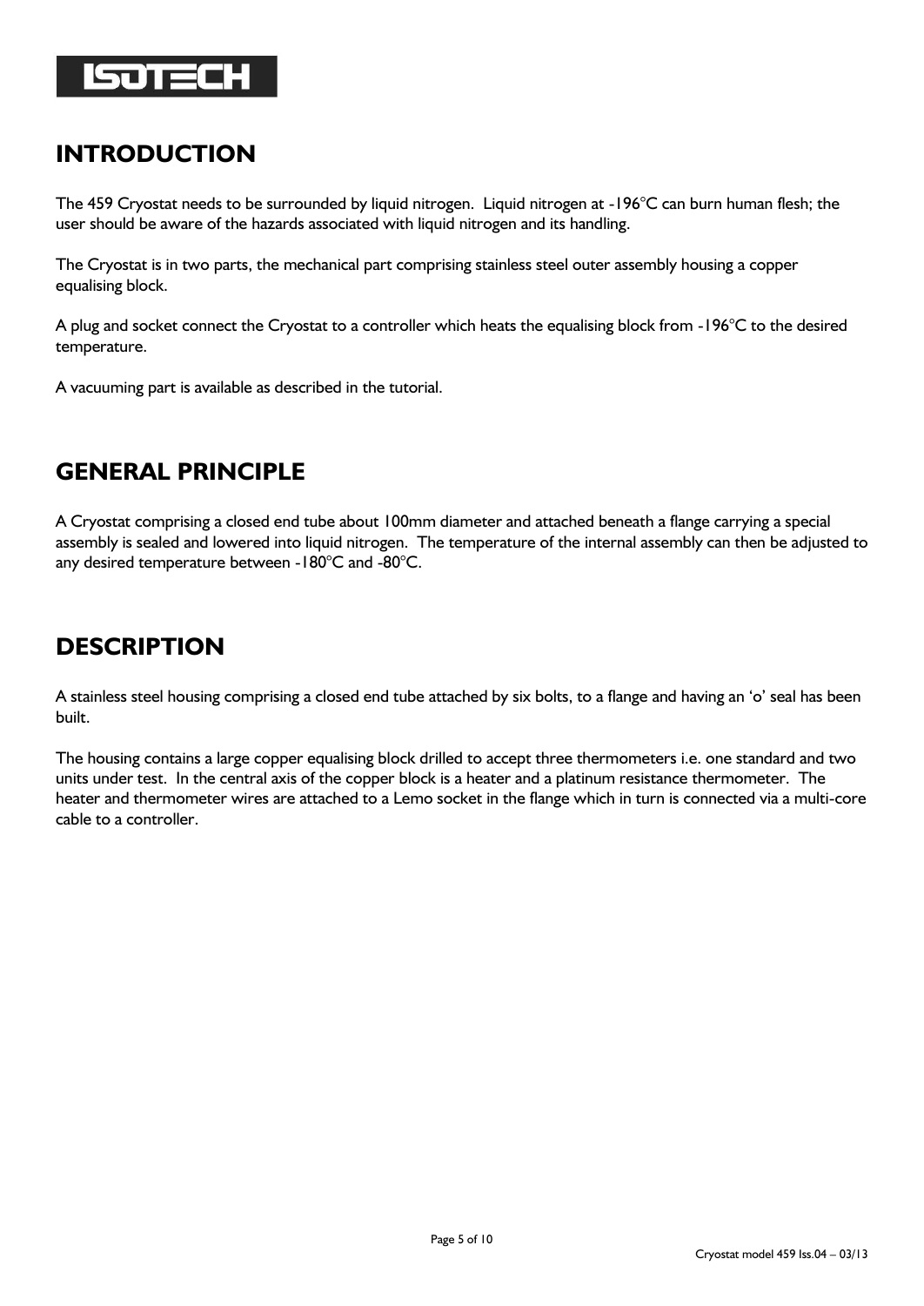## INTRODUCTION

The 459 Cryostat needs to be surrounded by liquid nitrogen. Liquid nitrogen at -196°C can burn human flesh; the user should be aware of the hazards associated with liquid nitrogen and its handling.

The Cryostat is in two parts, the mechanical part comprising stainless steel outer assembly housing a copper equalising block.

A plug and socket connect the Cryostat to a controller which heats the equalising block from -196°C to the desired temperature.

A vacuuming part is available as described in the tutorial.

## GENERAL PRINCIPLE

A Cryostat comprising a closed end tube about 100mm diameter and attached beneath a flange carrying a special assembly is sealed and lowered into liquid nitrogen. The temperature of the internal assembly can then be adjusted to any desired temperature between -180°C and -80°C.

## DESCRIPTION

A stainless steel housing comprising a closed end tube attached by six bolts, to a flange and having an 'o' seal has been built.

The housing contains a large copper equalising block drilled to accept three thermometers i.e. one standard and two units under test. In the central axis of the copper block is a heater and a platinum resistance thermometer. The heater and thermometer wires are attached to a Lemo socket in the flange which in turn is connected via a multi-core cable to a controller.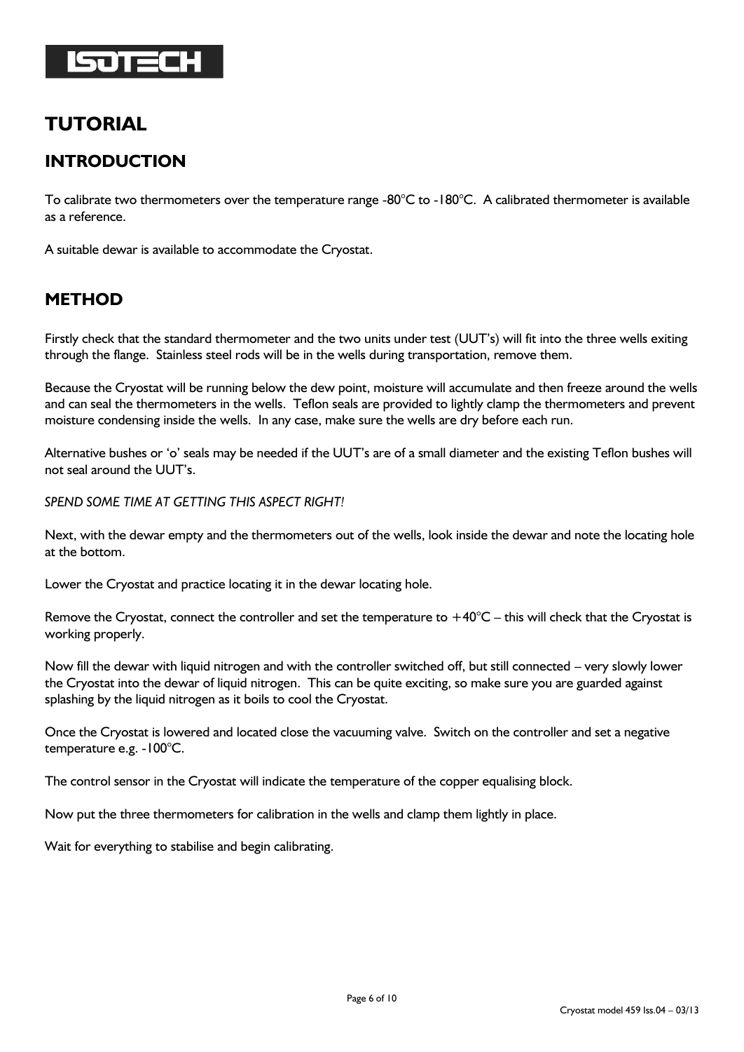# TUTORIAL

## INTRODUCTION

To calibrate two thermometers over the temperature range -80°C to -180°C. A calibrated thermometer is available as a reference.

A suitable dewar is available to accommodate the Cryostat.

## METHOD

Firstly check that the standard thermometer and the two units under test (UUT's) will fit into the three wells exiting through the flange. Stainless steel rods will be in the wells during transportation, remove them.

Because the Cryostat will be running below the dew point, moisture will accumulate and then freeze around the wells and can seal the thermometers in the wells. Teflon seals are provided to lightly clamp the thermometers and prevent moisture condensing inside the wells. In any case, make sure the wells are dry before each run.

Alternative bushes or 'o' seals may be needed if the UUT's are of a small diameter and the existing Teflon bushes will not seal around the UUT's.

*SPEND SOME TIME AT GETTING THIS ASPECT RIGHT!*

Next, with the dewar empty and the thermometers out of the wells, look inside the dewar and note the locating hole at the bottom.

Lower the Cryostat and practice locating it in the dewar locating hole.

Remove the Cryostat, connect the controller and set the temperature to +40°C – this will check that the Cryostat is working properly.

Now fill the dewar with liquid nitrogen and with the controller switched off, but still connected – very slowly lower the Cryostat into the dewar of liquid nitrogen. This can be quite exciting, so make sure you are guarded against splashing by the liquid nitrogen as it boils to cool the Cryostat.

Once the Cryostat is lowered and located close the vacuuming valve. Switch on the controller and set a negative temperature e.g. -100°C.

The control sensor in the Cryostat will indicate the temperature of the copper equalising block.

Now put the three thermometers for calibration in the wells and clamp them lightly in place.

Wait for everything to stabilise and begin calibrating.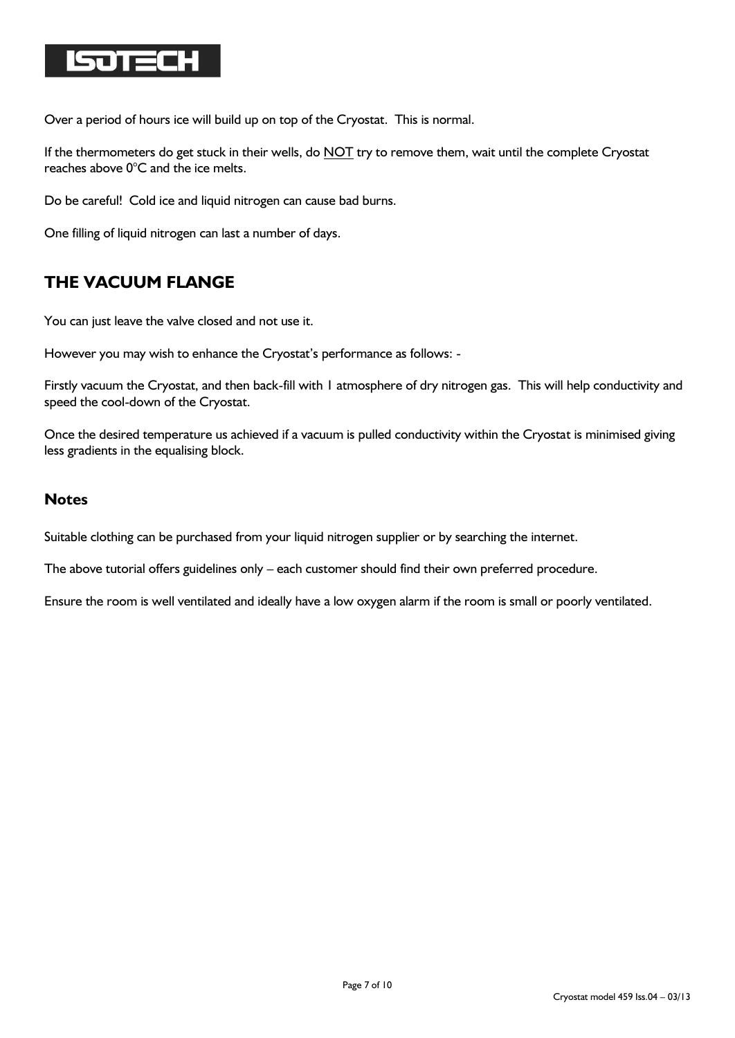Over a period of hours ice will build up on top of the Cryostat.  This is normal.

If the thermometers do get stuck in their wells, do NOT try to remove them, wait until the complete Cryostat reaches above 0°C and the ice melts.

Do be careful!  Cold ice and liquid nitrogen can cause bad burns.

One filling of liquid nitrogen can last a number of days.

## THE VACUUM FLANGE

You can just leave the valve closed and not use it.

However you may wish to enhance the Cryostat's performance as follows: -

Firstly vacuum the Cryostat, and then back-fill with 1 atmosphere of dry nitrogen gas.  This will help conductivity and speed the cool-down of the Cryostat.

Once the desired temperature us achieved if a vacuum is pulled conductivity within the Cryostat is minimised giving less gradients in the equalising block.

### Notes

Suitable clothing can be purchased from your liquid nitrogen supplier or by searching the internet.

The above tutorial offers guidelines only – each customer should find their own preferred procedure.

Ensure the room is well ventilated and ideally have a low oxygen alarm if the room is small or poorly ventilated.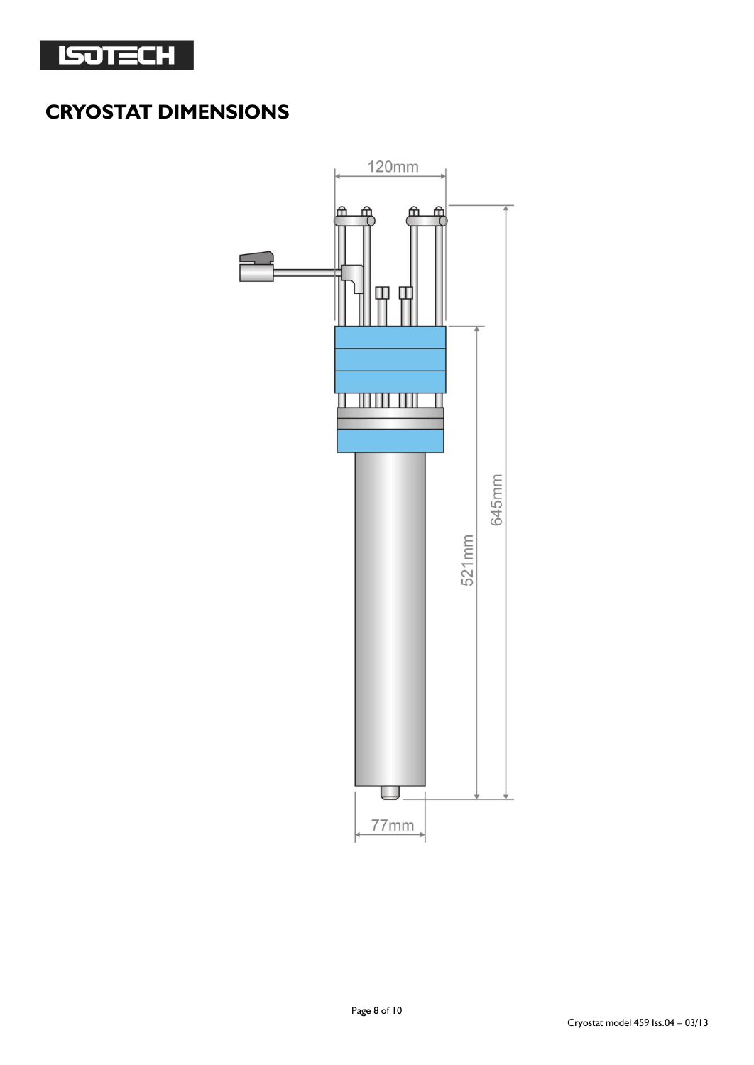# CRYOSTAT DIMENSIONS

120mm

645mm

521mm

77mm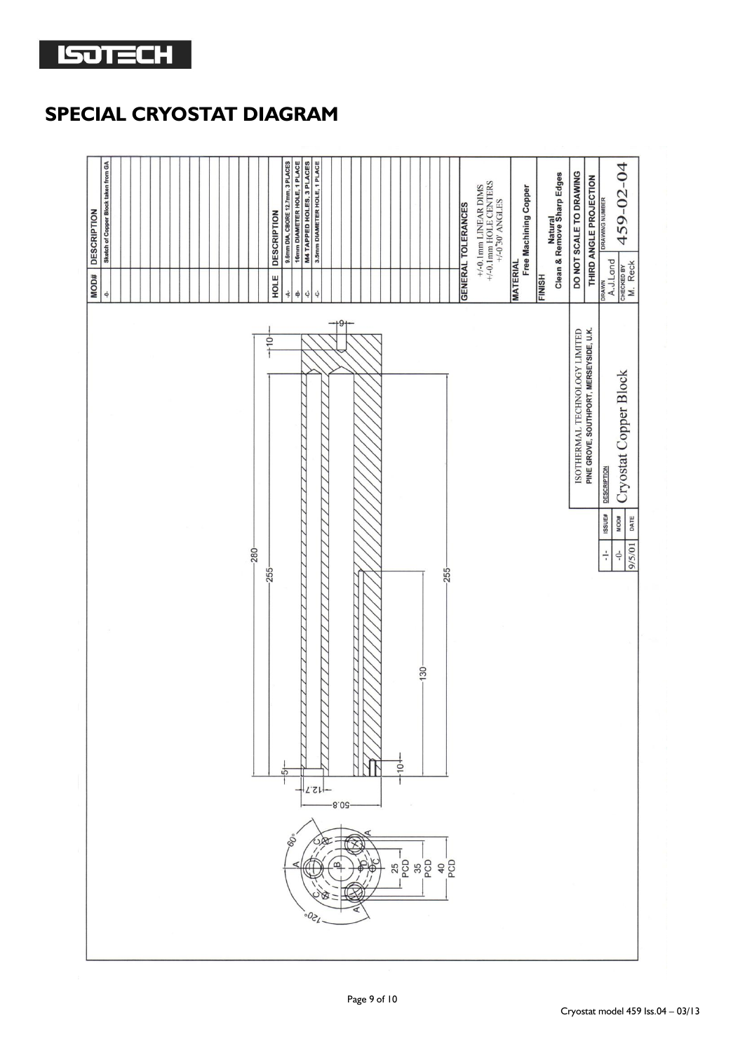# SPECIAL CRYOSTAT DIAGRAM

| MOD# | DESCRIPTION |
| --- | --- |
| -0- | Sketch of Copper Block taken from GA |

| HOLE | DESCRIPTION |
| --- | --- |
| -A- | 9.6mm DIA, CBORE 12.7mm, 3 PLACES |
| -B- | 16mm DIAMETER HOLE, 1 PLACE |
| -C- | M4 TAPPED HOLES, 3 PLACES |
| -C- | 3.5mm DIAMETER HOLE, 1 PLACE |

**GENERAL TOLERANCES**

+/-0.1mm LINEAR DIMS
+/-0.1mm HOLE CENTERS
+/-0°30' ANGLES

**MATERIAL**
Free Machining Copper

**FINISH**
Natural
Clean & Remove Sharp Edges

**DO NOT SCALE TO DRAWING**

**THIRD ANGLE PROJECTION**

ISOTHERMAL TECHNOLOGY LIMITED
PINE GROVE, SOUTHPORT, MERSEYSIDE, U.K.

| ISSUE# | MOD# | DATE | DESCRIPTION | DRAWN | CHECKED BY | DRAWING NUMBER |
| --- | --- | --- | --- | --- | --- | --- |
| -1- | -0- | 9/5/01 | Cryostat Copper Block | A.J.Land | M. Reck | 459-02-04 |

Dimensions: 280, 255, 255, 130, 10, 10, 6, 5, 12.7, 50.8, 60°, 120°, 25 PCD, 35 PCD, 40 PCD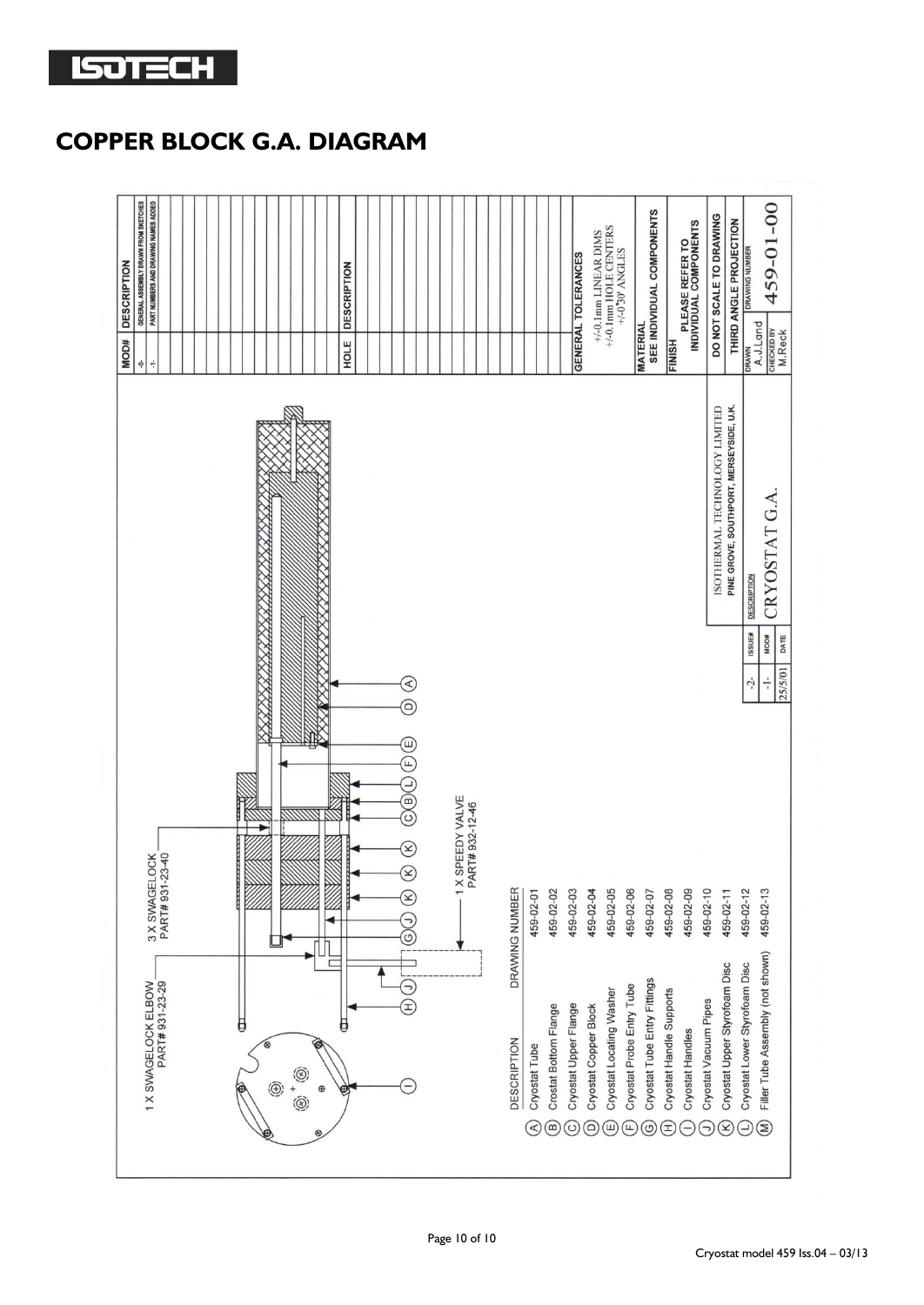# COPPER BLOCK G.A. DIAGRAM

1 X SWAGELOCK ELBOW
PART# 931-23-29

3 X SWAGELOCK
PART# 931-23-40

1 X SPEEDY VALVE
PART# 932-12-46

| DESCRIPTION | | DRAWING NUMBER |
|---|---|---|
| A | Cryostat Tube | 459-02-01 |
| B | Crostat Bottom Flange | 459-02-02 |
| C | Cryostat Upper Flange | 459-02-03 |
| D | Cryostat Copper Block | 459-02-04 |
| E | Cryostat Locating Washer | 459-02-05 |
| F | Cryostat Probe Entry Tube | 459-02-06 |
| G | Cryostat Tube Entry Fittings | 459-02-07 |
| H | Cryostat Handle Supports | 459-02-08 |
| I | Cryostat Handles | 459-02-09 |
| J | Cryostat Vacuum Pipes | 459-02-10 |
| K | Cryostat Upper Styrofoam Disc | 459-02-11 |
| L | Cryostat Lower Styrofoam Disc | 459-02-12 |
| M | Filler Tube Assembly (not shown) | 459-02-13 |

| MOD# | DESCRIPTION |
|---|---|
| -0- | GENERAL ASSEMBLY DRAWN FROM SKETCHES |
| -1- | PART NUMBERS AND DRAWING NAMES ADDED |

| HOLE | DESCRIPTION |
|---|---|
| | |

**GENERAL TOLERANCES**
+/-0.1mm LINEAR DIMS
+/-0.1mm HOLE CENTERS
+/-0°30' ANGLES

**MATERIAL**
SEE INDIVIDUAL COMPONENTS

**FINISH**
PLEASE REFER TO INDIVIDUAL COMPONENTS

DO NOT SCALE TO DRAWING

THIRD ANGLE PROJECTION

ISOTHERMAL TECHNOLOGY LIMITED
PINE GROVE, SOUTHPORT, MERSEYSIDE, U.K.

| ISSUE# | MOD# | DATE | DESCRIPTION | DRAWN | CHECKED BY | DRAWING NUMBER |
|---|---|---|---|---|---|---|
| -2- | -1- | 25/5/01 | CRYOSTAT G.A. | A.J.Land | M.Reck | 459-01-00 |